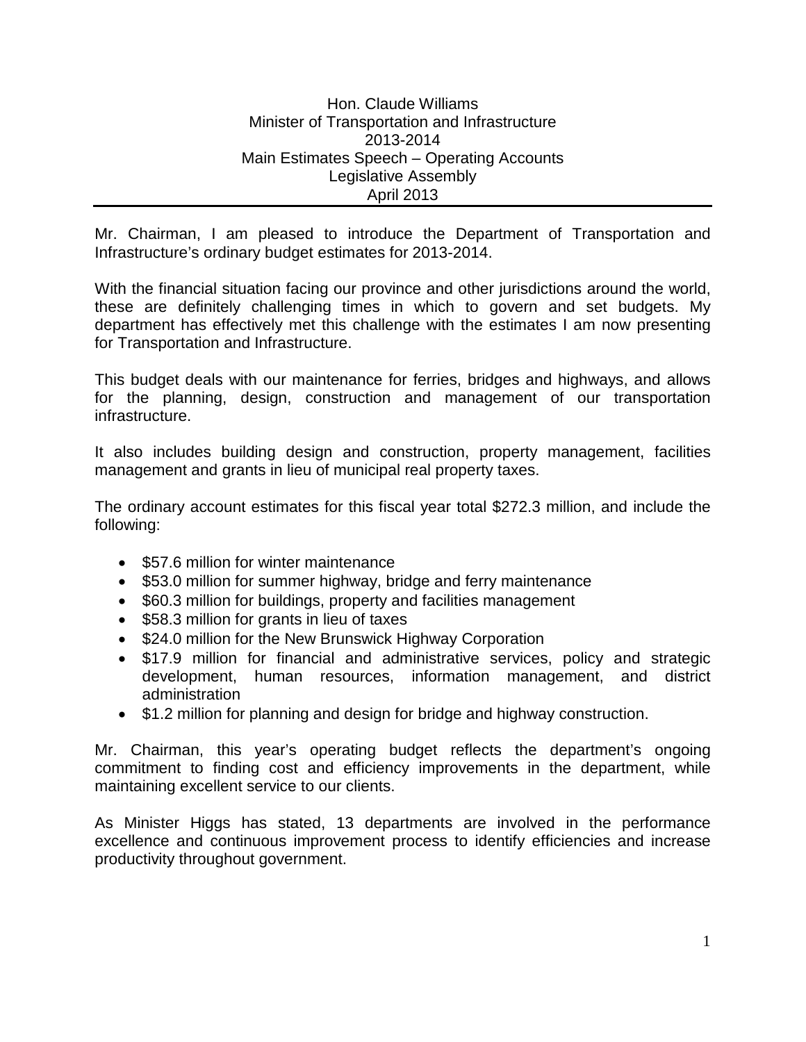Hon. Claude Williams
Minister of Transportation and Infrastructure
2013-2014
Main Estimates Speech – Operating Accounts
Legislative Assembly
April 2013

---

Mr. Chairman, I am pleased to introduce the Department of Transportation and Infrastructure's ordinary budget estimates for 2013-2014.

With the financial situation facing our province and other jurisdictions around the world, these are definitely challenging times in which to govern and set budgets. My department has effectively met this challenge with the estimates I am now presenting for Transportation and Infrastructure.

This budget deals with our maintenance for ferries, bridges and highways, and allows for the planning, design, construction and management of our transportation infrastructure.

It also includes building design and construction, property management, facilities management and grants in lieu of municipal real property taxes.

The ordinary account estimates for this fiscal year total $272.3 million, and include the following:

- $57.6 million for winter maintenance
- $53.0 million for summer highway, bridge and ferry maintenance
- $60.3 million for buildings, property and facilities management
- $58.3 million for grants in lieu of taxes
- $24.0 million for the New Brunswick Highway Corporation
- $17.9 million for financial and administrative services, policy and strategic development, human resources, information management, and district administration
- $1.2 million for planning and design for bridge and highway construction.

Mr. Chairman, this year's operating budget reflects the department's ongoing commitment to finding cost and efficiency improvements in the department, while maintaining excellent service to our clients.

As Minister Higgs has stated, 13 departments are involved in the performance excellence and continuous improvement process to identify efficiencies and increase productivity throughout government.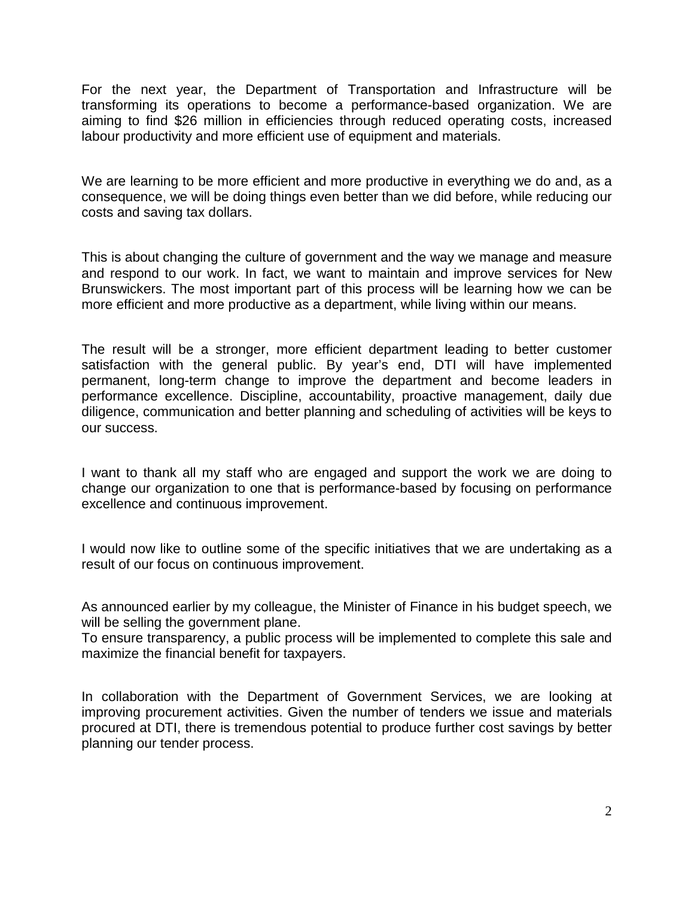For the next year, the Department of Transportation and Infrastructure will be transforming its operations to become a performance-based organization. We are aiming to find $26 million in efficiencies through reduced operating costs, increased labour productivity and more efficient use of equipment and materials.

We are learning to be more efficient and more productive in everything we do and, as a consequence, we will be doing things even better than we did before, while reducing our costs and saving tax dollars.

This is about changing the culture of government and the way we manage and measure and respond to our work. In fact, we want to maintain and improve services for New Brunswickers. The most important part of this process will be learning how we can be more efficient and more productive as a department, while living within our means.

The result will be a stronger, more efficient department leading to better customer satisfaction with the general public. By year's end, DTI will have implemented permanent, long-term change to improve the department and become leaders in performance excellence. Discipline, accountability, proactive management, daily due diligence, communication and better planning and scheduling of activities will be keys to our success.

I want to thank all my staff who are engaged and support the work we are doing to change our organization to one that is performance-based by focusing on performance excellence and continuous improvement.

I would now like to outline some of the specific initiatives that we are undertaking as a result of our focus on continuous improvement.

As announced earlier by my colleague, the Minister of Finance in his budget speech, we will be selling the government plane.
To ensure transparency, a public process will be implemented to complete this sale and maximize the financial benefit for taxpayers.

In collaboration with the Department of Government Services, we are looking at improving procurement activities. Given the number of tenders we issue and materials procured at DTI, there is tremendous potential to produce further cost savings by better planning our tender process.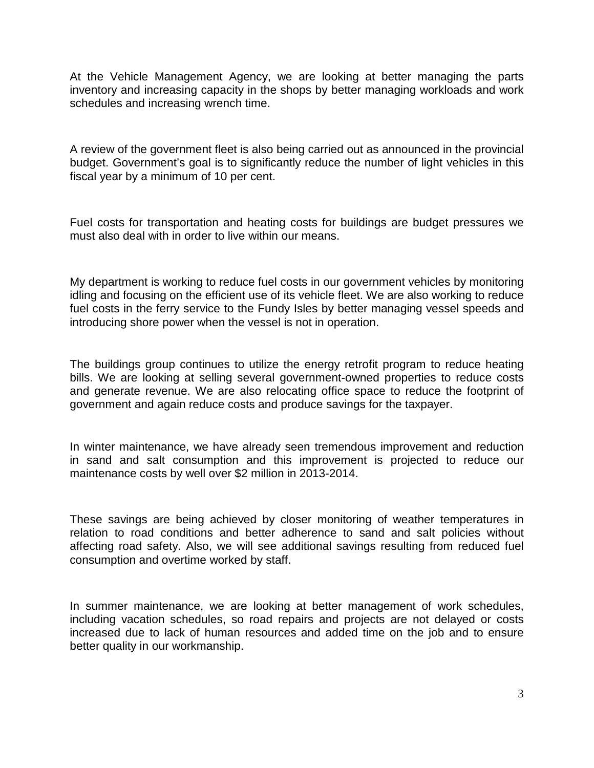At the Vehicle Management Agency, we are looking at better managing the parts inventory and increasing capacity in the shops by better managing workloads and work schedules and increasing wrench time.

A review of the government fleet is also being carried out as announced in the provincial budget. Government's goal is to significantly reduce the number of light vehicles in this fiscal year by a minimum of 10 per cent.

Fuel costs for transportation and heating costs for buildings are budget pressures we must also deal with in order to live within our means.

My department is working to reduce fuel costs in our government vehicles by monitoring idling and focusing on the efficient use of its vehicle fleet. We are also working to reduce fuel costs in the ferry service to the Fundy Isles by better managing vessel speeds and introducing shore power when the vessel is not in operation.

The buildings group continues to utilize the energy retrofit program to reduce heating bills. We are looking at selling several government-owned properties to reduce costs and generate revenue. We are also relocating office space to reduce the footprint of government and again reduce costs and produce savings for the taxpayer.

In winter maintenance, we have already seen tremendous improvement and reduction in sand and salt consumption and this improvement is projected to reduce our maintenance costs by well over $2 million in 2013-2014.

These savings are being achieved by closer monitoring of weather temperatures in relation to road conditions and better adherence to sand and salt policies without affecting road safety. Also, we will see additional savings resulting from reduced fuel consumption and overtime worked by staff.

In summer maintenance, we are looking at better management of work schedules, including vacation schedules, so road repairs and projects are not delayed or costs increased due to lack of human resources and added time on the job and to ensure better quality in our workmanship.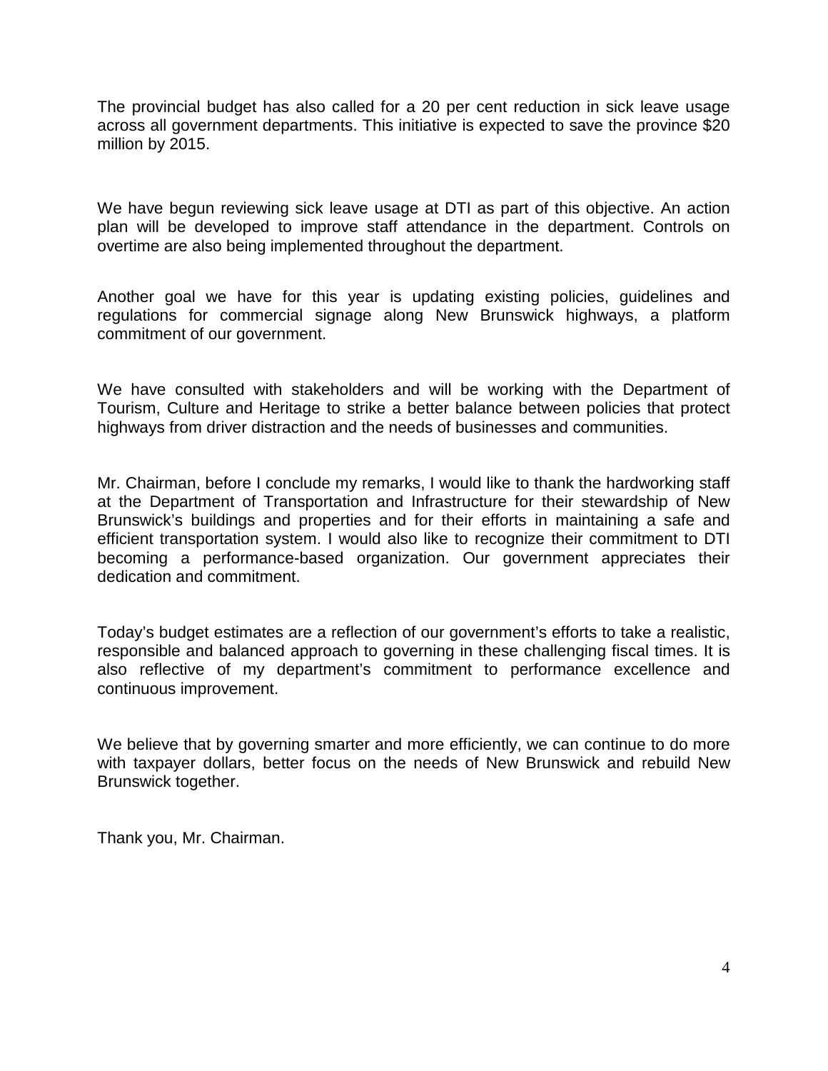The provincial budget has also called for a 20 per cent reduction in sick leave usage across all government departments. This initiative is expected to save the province $20 million by 2015.

We have begun reviewing sick leave usage at DTI as part of this objective. An action plan will be developed to improve staff attendance in the department. Controls on overtime are also being implemented throughout the department.

Another goal we have for this year is updating existing policies, guidelines and regulations for commercial signage along New Brunswick highways, a platform commitment of our government.

We have consulted with stakeholders and will be working with the Department of Tourism, Culture and Heritage to strike a better balance between policies that protect highways from driver distraction and the needs of businesses and communities.

Mr. Chairman, before I conclude my remarks, I would like to thank the hardworking staff at the Department of Transportation and Infrastructure for their stewardship of New Brunswick's buildings and properties and for their efforts in maintaining a safe and efficient transportation system. I would also like to recognize their commitment to DTI becoming a performance-based organization. Our government appreciates their dedication and commitment.

Today's budget estimates are a reflection of our government's efforts to take a realistic, responsible and balanced approach to governing in these challenging fiscal times. It is also reflective of my department's commitment to performance excellence and continuous improvement.

We believe that by governing smarter and more efficiently, we can continue to do more with taxpayer dollars, better focus on the needs of New Brunswick and rebuild New Brunswick together.

Thank you, Mr. Chairman.